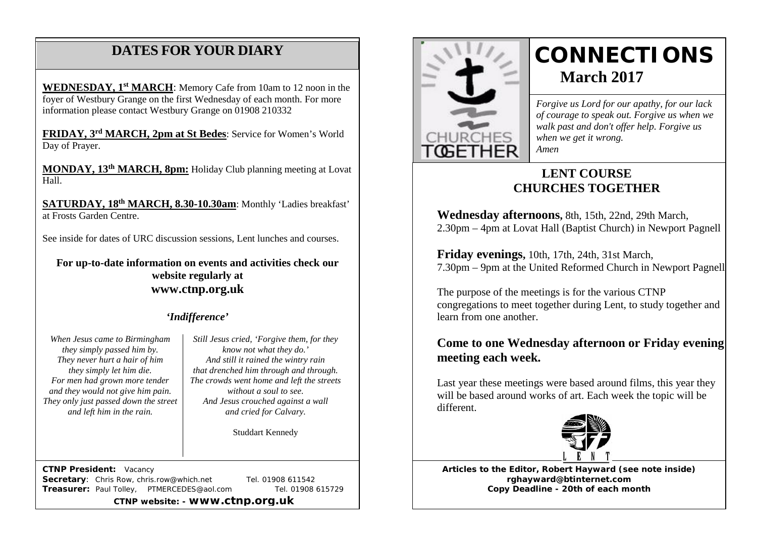## DATES FOR YOUR DIARY

**WEDNESDAY, 1st MARCH**: Memory Cafe from 10am to 12 noon in the foyer of Westbury Grange on the first Wednesday of each month. For more information please contact Westbury Grange on 01908 210332

**FRIDAY, 3rd MARCH, 2pm at St Bedes**: Service for Women's World Day of Prayer.

**MONDAY, 13th MARCH, 8pm:** Holiday Club planning meeting at Lovat Hall.

**SATURDAY, 18th MARCH, 8.30-10.30am**: Monthly 'Ladies breakfast' at Frosts Garden Centre.

See inside for dates of URC discussion sessions, Lent lunches and courses.

**For up-to-date information on events and activities check our website regularly at**
**www.ctnp.org.uk**

### *'Indifference'*

*When Jesus came to Birmingham*
*they simply passed him by.*
*They never hurt a hair of him*
*they simply let him die.*
*For men had grown more tender*
*and they would not give him pain.*
*They only just passed down the street*
*and left him in the rain.*

*Still Jesus cried, 'Forgive them, for they know not what they do.'*
*And still it rained the wintry rain*
*that drenched him through and through.*
*The crowds went home and left the streets*
*without a soul to see.*
*And Jesus crouched against a wall*
*and cried for Calvary.*

Studdart Kennedy

**CTNP President:** Vacancy
**Secretary**: Chris Row, chris.row@which.net Tel. 01908 611542
**Treasurer:** Paul Tolley, PTMERCEDES@aol.com Tel. 01908 615729
**CTNP website: - www.ctnp.org.uk**

# CONNECTIONS
## March 2017

CHURCHES TOGETHER

*Forgive us Lord for our apathy, for our lack of courage to speak out. Forgive us when we walk past and don't offer help. Forgive us when we get it wrong.*
*Amen*

## LENT COURSE
## CHURCHES TOGETHER

**Wednesday afternoons**, 8th, 15th, 22nd, 29th March,
2.30pm – 4pm at Lovat Hall (Baptist Church) in Newport Pagnell

**Friday evenings**, 10th, 17th, 24th, 31st March,
7.30pm – 9pm at the United Reformed Church in Newport Pagnell

The purpose of the meetings is for the various CTNP congregations to meet together during Lent, to study together and learn from one another.

### Come to one Wednesday afternoon or Friday evening meeting each week.

Last year these meetings were based around films, this year they will be based around works of art. Each week the topic will be different.

LENT

**Articles to the Editor, Robert Hayward (see note inside)**
**rghayward@btinternet.com**
**Copy Deadline - 20th of each month**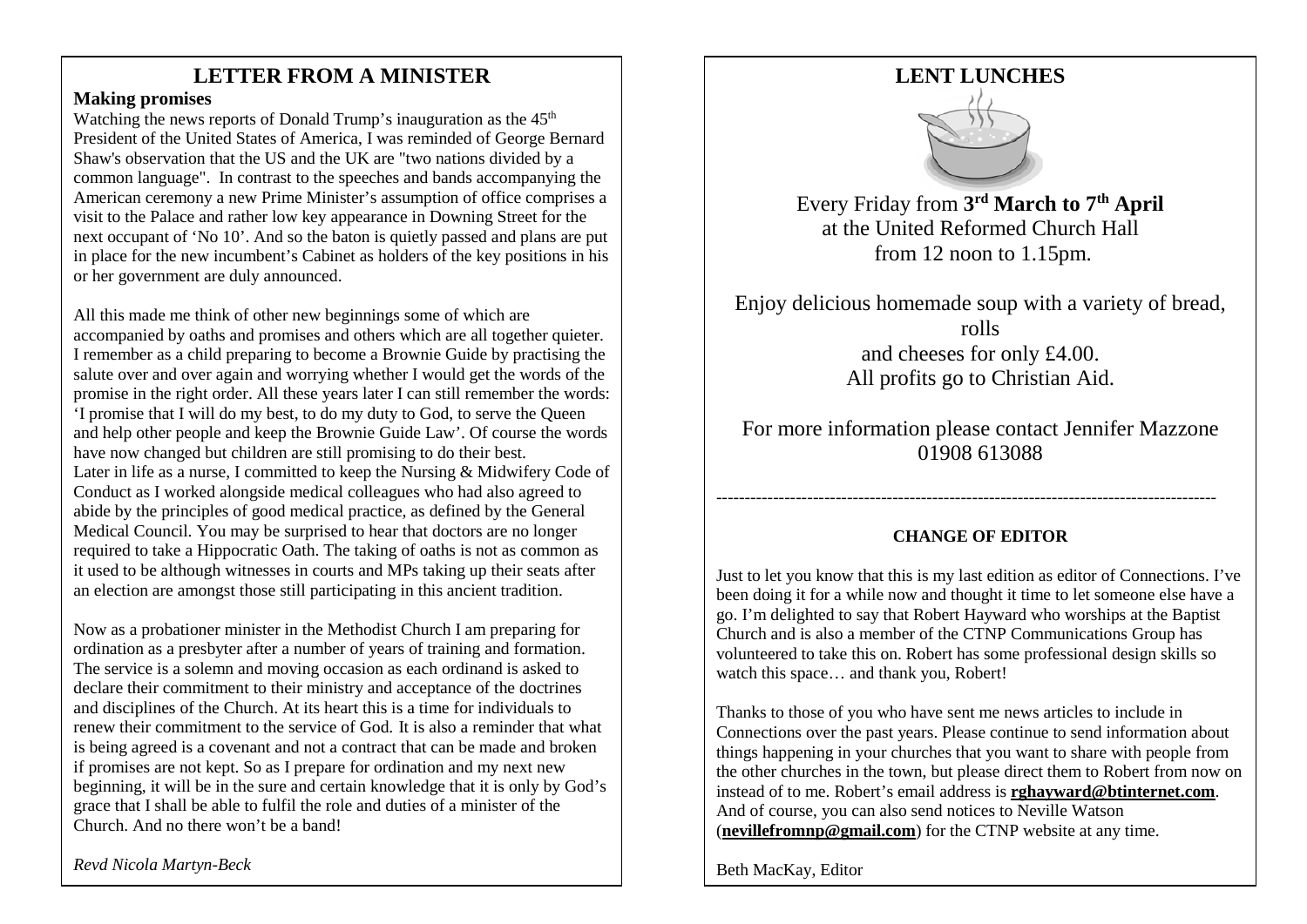# LETTER FROM A MINISTER

**Making promises**

Watching the news reports of Donald Trump's inauguration as the 45th President of the United States of America, I was reminded of George Bernard Shaw's observation that the US and the UK are "two nations divided by a common language". In contrast to the speeches and bands accompanying the American ceremony a new Prime Minister's assumption of office comprises a visit to the Palace and rather low key appearance in Downing Street for the next occupant of 'No 10'. And so the baton is quietly passed and plans are put in place for the new incumbent's Cabinet as holders of the key positions in his or her government are duly announced.

All this made me think of other new beginnings some of which are accompanied by oaths and promises and others which are all together quieter. I remember as a child preparing to become a Brownie Guide by practising the salute over and over again and worrying whether I would get the words of the promise in the right order. All these years later I can still remember the words: 'I promise that I will do my best, to do my duty to God, to serve the Queen and help other people and keep the Brownie Guide Law'. Of course the words have now changed but children are still promising to do their best.
Later in life as a nurse, I committed to keep the Nursing & Midwifery Code of Conduct as I worked alongside medical colleagues who had also agreed to abide by the principles of good medical practice, as defined by the General Medical Council. You may be surprised to hear that doctors are no longer required to take a Hippocratic Oath. The taking of oaths is not as common as it used to be although witnesses in courts and MPs taking up their seats after an election are amongst those still participating in this ancient tradition.

Now as a probationer minister in the Methodist Church I am preparing for ordination as a presbyter after a number of years of training and formation. The service is a solemn and moving occasion as each ordinand is asked to declare their commitment to their ministry and acceptance of the doctrines and disciplines of the Church. At its heart this is a time for individuals to renew their commitment to the service of God. It is also a reminder that what is being agreed is a covenant and not a contract that can be made and broken if promises are not kept. So as I prepare for ordination and my next new beginning, it will be in the sure and certain knowledge that it is only by God's grace that I shall be able to fulfil the role and duties of a minister of the Church. And no there won't be a band!

*Revd Nicola Martyn-Beck*

# LENT LUNCHES

Every Friday from **3rd March to 7th April**
at the United Reformed Church Hall
from 12 noon to 1.15pm.

Enjoy delicious homemade soup with a variety of bread, rolls
and cheeses for only £4.00.
All profits go to Christian Aid.

For more information please contact Jennifer Mazzone
01908 613088

---

### CHANGE OF EDITOR

Just to let you know that this is my last edition as editor of Connections. I've been doing it for a while now and thought it time to let someone else have a go. I'm delighted to say that Robert Hayward who worships at the Baptist Church and is also a member of the CTNP Communications Group has volunteered to take this on. Robert has some professional design skills so watch this space… and thank you, Robert!

Thanks to those of you who have sent me news articles to include in Connections over the past years. Please continue to send information about things happening in your churches that you want to share with people from the other churches in the town, but please direct them to Robert from now on instead of to me. Robert's email address is **rghayward@btinternet.com**. And of course, you can also send notices to Neville Watson (**nevillefromnp@gmail.com**) for the CTNP website at any time.

Beth MacKay, Editor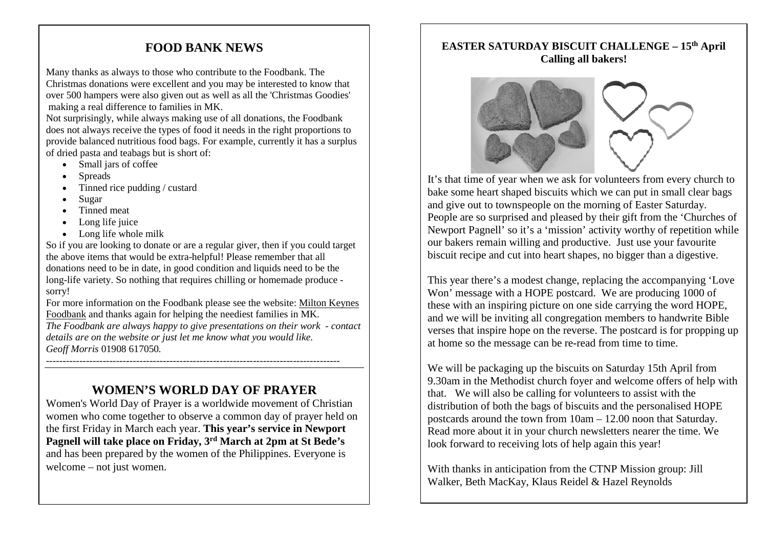## FOOD BANK NEWS

Many thanks as always to those who contribute to the Foodbank. The Christmas donations were excellent and you may be interested to know that over 500 hampers were also given out as well as all the 'Christmas Goodies' making a real difference to families in MK.

Not surprisingly, while always making use of all donations, the Foodbank does not always receive the types of food it needs in the right proportions to provide balanced nutritious food bags. For example, currently it has a surplus of dried pasta and teabags but is short of:

- Small jars of coffee
- Spreads
- Tinned rice pudding / custard
- Sugar
- Tinned meat
- Long life juice
- Long life whole milk

So if you are looking to donate or are a regular giver, then if you could target the above items that would be extra-helpful! Please remember that all donations need to be in date, in good condition and liquids need to be the long-life variety. So nothing that requires chilling or homemade produce - sorry!

For more information on the Foodbank please see the website: Milton Keynes Foodbank and thanks again for helping the neediest families in MK.

*The Foodbank are always happy to give presentations on their work - contact details are on the website or just let me know what you would like.*
*Geoff Morris* 01908 617050.

---

## WOMEN'S WORLD DAY OF PRAYER

Women's World Day of Prayer is a worldwide movement of Christian women who come together to observe a common day of prayer held on the first Friday in March each year. **This year's service in Newport Pagnell will take place on Friday, 3rd March at 2pm at St Bede's** and has been prepared by the women of the Philippines. Everyone is welcome – not just women.

### EASTER SATURDAY BISCUIT CHALLENGE – 15th April
### Calling all bakers!

It's that time of year when we ask for volunteers from every church to bake some heart shaped biscuits which we can put in small clear bags and give out to townspeople on the morning of Easter Saturday. People are so surprised and pleased by their gift from the 'Churches of Newport Pagnell' so it's a 'mission' activity worthy of repetition while our bakers remain willing and productive. Just use your favourite biscuit recipe and cut into heart shapes, no bigger than a digestive.

This year there's a modest change, replacing the accompanying 'Love Won' message with a HOPE postcard. We are producing 1000 of these with an inspiring picture on one side carrying the word HOPE, and we will be inviting all congregation members to handwrite Bible verses that inspire hope on the reverse. The postcard is for propping up at home so the message can be re-read from time to time.

We will be packaging up the biscuits on Saturday 15th April from 9.30am in the Methodist church foyer and welcome offers of help with that. We will also be calling for volunteers to assist with the distribution of both the bags of biscuits and the personalised HOPE postcards around the town from 10am – 12.00 noon that Saturday. Read more about it in your church newsletters nearer the time. We look forward to receiving lots of help again this year!

With thanks in anticipation from the CTNP Mission group: Jill Walker, Beth MacKay, Klaus Reidel & Hazel Reynolds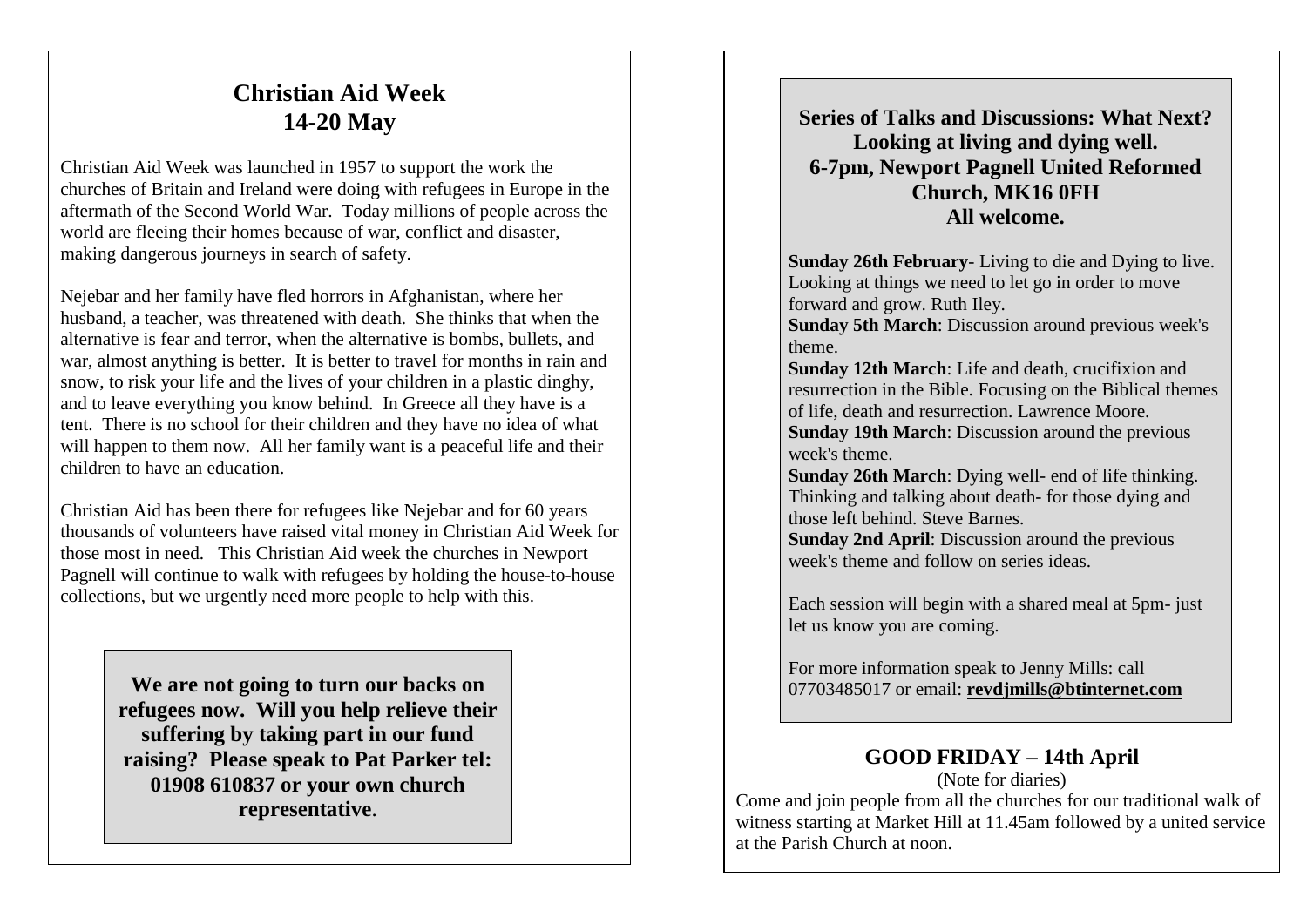# Christian Aid Week
# 14-20 May

Christian Aid Week was launched in 1957 to support the work the churches of Britain and Ireland were doing with refugees in Europe in the aftermath of the Second World War. Today millions of people across the world are fleeing their homes because of war, conflict and disaster, making dangerous journeys in search of safety.

Nejebar and her family have fled horrors in Afghanistan, where her husband, a teacher, was threatened with death. She thinks that when the alternative is fear and terror, when the alternative is bombs, bullets, and war, almost anything is better. It is better to travel for months in rain and snow, to risk your life and the lives of your children in a plastic dinghy, and to leave everything you know behind. In Greece all they have is a tent. There is no school for their children and they have no idea of what will happen to them now. All her family want is a peaceful life and their children to have an education.

Christian Aid has been there for refugees like Nejebar and for 60 years thousands of volunteers have raised vital money in Christian Aid Week for those most in need. This Christian Aid week the churches in Newport Pagnell will continue to walk with refugees by holding the house-to-house collections, but we urgently need more people to help with this.

**We are not going to turn our backs on refugees now. Will you help relieve their suffering by taking part in our fund raising? Please speak to Pat Parker tel: 01908 610837 or your own church representative**.

## Series of Talks and Discussions: What Next? Looking at living and dying well. 6-7pm, Newport Pagnell United Reformed Church, MK16 0FH All welcome.

**Sunday 26th February**- Living to die and Dying to live. Looking at things we need to let go in order to move forward and grow. Ruth Iley.
**Sunday 5th March**: Discussion around previous week's theme.
**Sunday 12th March**: Life and death, crucifixion and resurrection in the Bible. Focusing on the Biblical themes of life, death and resurrection. Lawrence Moore.
**Sunday 19th March**: Discussion around the previous week's theme.
**Sunday 26th March**: Dying well- end of life thinking. Thinking and talking about death- for those dying and those left behind. Steve Barnes.
**Sunday 2nd April**: Discussion around the previous week's theme and follow on series ideas.

Each session will begin with a shared meal at 5pm- just let us know you are coming.

For more information speak to Jenny Mills: call 07703485017 or email: **revdjmills@btinternet.com**

## GOOD FRIDAY – 14th April

(Note for diaries)

Come and join people from all the churches for our traditional walk of witness starting at Market Hill at 11.45am followed by a united service at the Parish Church at noon.